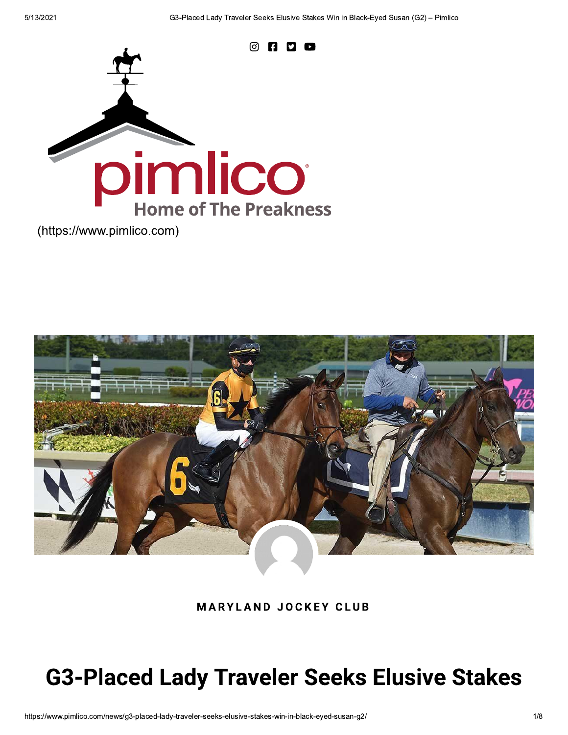(https://www.pimlico.com)

MARYLAND JOCKEY CLUB

# G3-Placed Lady Traveler Seeks Elusive Stakes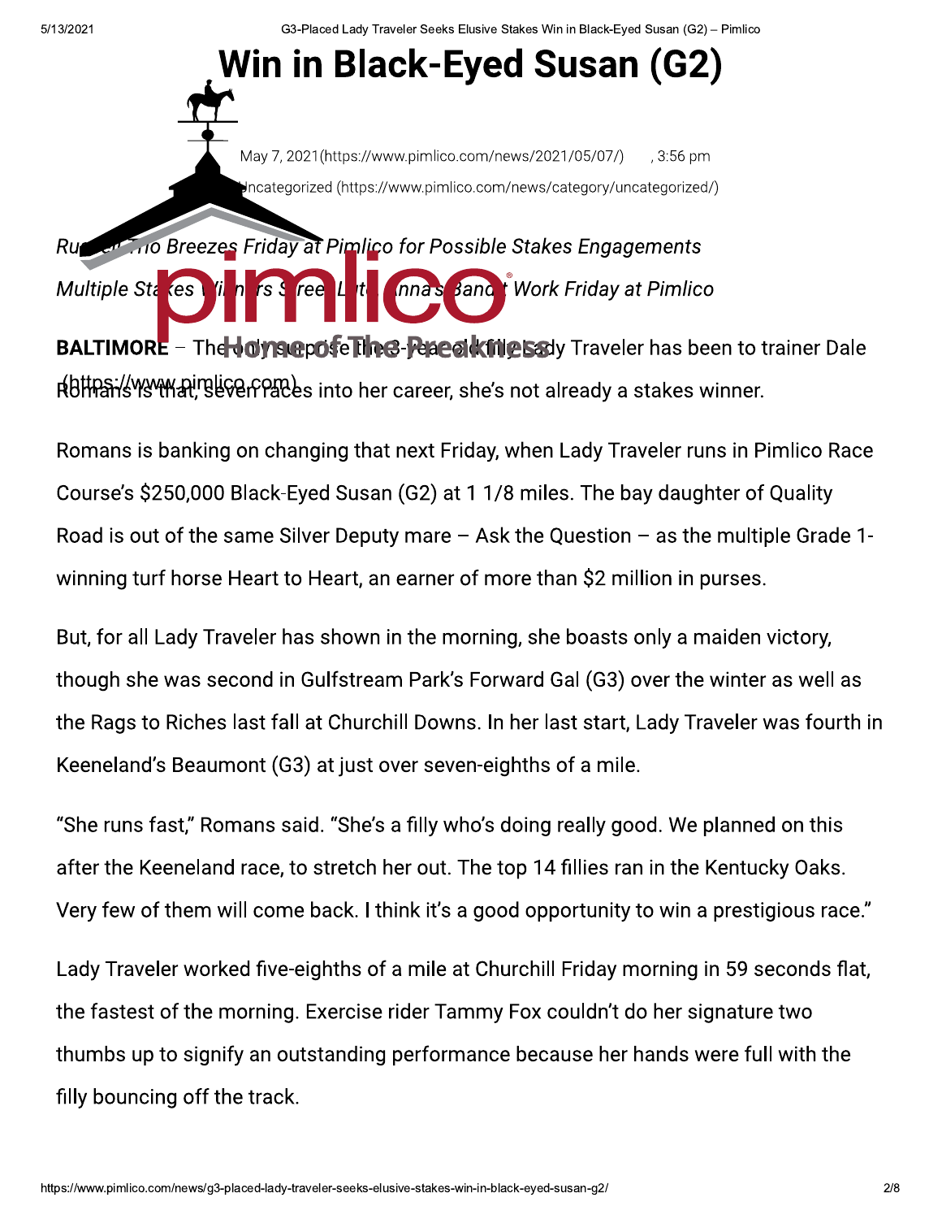# Win in Black-Eyed Susan (G2)

May 7, 2021(https://www.pimlico.com/news/2021/05/07/) , 3:56 pm

Uncategorized (https://www.pimlico.com/news/category/uncategorized/)

*Russell Trio Breezes Friday at Pimlico for Possible Stakes Engagements*

*Multiple Stakes Winners Street Lute, Anna's Bandit Work Friday at Pimlico*

**BALTIMORE** – The only surprise the 3-year-old filly Lady Traveler has been to trainer Dale Romans is that, seven races into her career, she's not already a stakes winner.

Romans is banking on changing that next Friday, when Lady Traveler runs in Pimlico Race Course's $250,000 Black-Eyed Susan (G2) at 1 1/8 miles. The bay daughter of Quality Road is out of the same Silver Deputy mare – Ask the Question – as the multiple Grade 1-winning turf horse Heart to Heart, an earner of more than $2 million in purses.

But, for all Lady Traveler has shown in the morning, she boasts only a maiden victory, though she was second in Gulfstream Park's Forward Gal (G3) over the winter as well as the Rags to Riches last fall at Churchill Downs. In her last start, Lady Traveler was fourth in Keeneland's Beaumont (G3) at just over seven-eighths of a mile.

"She runs fast," Romans said. "She's a filly who's doing really good. We planned on this after the Keeneland race, to stretch her out. The top 14 fillies ran in the Kentucky Oaks. Very few of them will come back. I think it's a good opportunity to win a prestigious race."

Lady Traveler worked five-eighths of a mile at Churchill Friday morning in 59 seconds flat, the fastest of the morning. Exercise rider Tammy Fox couldn't do her signature two thumbs up to signify an outstanding performance because her hands were full with the filly bouncing off the track.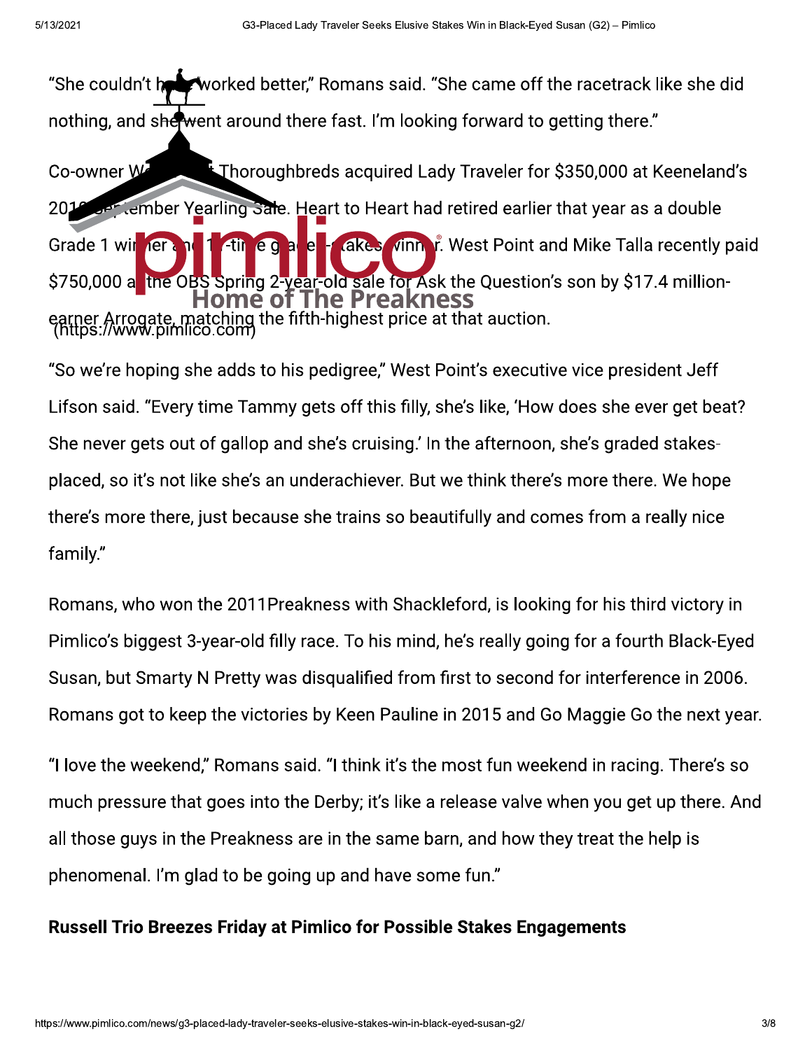"She couldn't have worked better," Romans said. "She came off the racetrack like she did nothing, and she went around there fast. I'm looking forward to getting there."

Co-owner West Point Thoroughbreds acquired Lady Traveler for $350,000 at Keeneland's 2019 September Yearling Sale. Heart to Heart had retired earlier that year as a double Grade 1 winner and 11-time graded-stakes winner. West Point and Mike Talla recently paid $750,000 at the OBS Spring 2-year-old sale for Ask the Question's son by $17.4 million-earner Arrogate, matching the fifth-highest price at that auction.

"So we're hoping she adds to his pedigree," West Point's executive vice president Jeff Lifson said. "Every time Tammy gets off this filly, she's like, 'How does she ever get beat? She never gets out of gallop and she's cruising.' In the afternoon, she's graded stakes-placed, so it's not like she's an underachiever. But we think there's more there. We hope there's more there, just because she trains so beautifully and comes from a really nice family."

Romans, who won the 2011Preakness with Shackleford, is looking for his third victory in Pimlico's biggest 3-year-old filly race. To his mind, he's really going for a fourth Black-Eyed Susan, but Smarty N Pretty was disqualified from first to second for interference in 2006. Romans got to keep the victories by Keen Pauline in 2015 and Go Maggie Go the next year.

"I love the weekend," Romans said. "I think it's the most fun weekend in racing. There's so much pressure that goes into the Derby; it's like a release valve when you get up there. And all those guys in the Preakness are in the same barn, and how they treat the help is phenomenal. I'm glad to be going up and have some fun."

**Russell Trio Breezes Friday at Pimlico for Possible Stakes Engagements**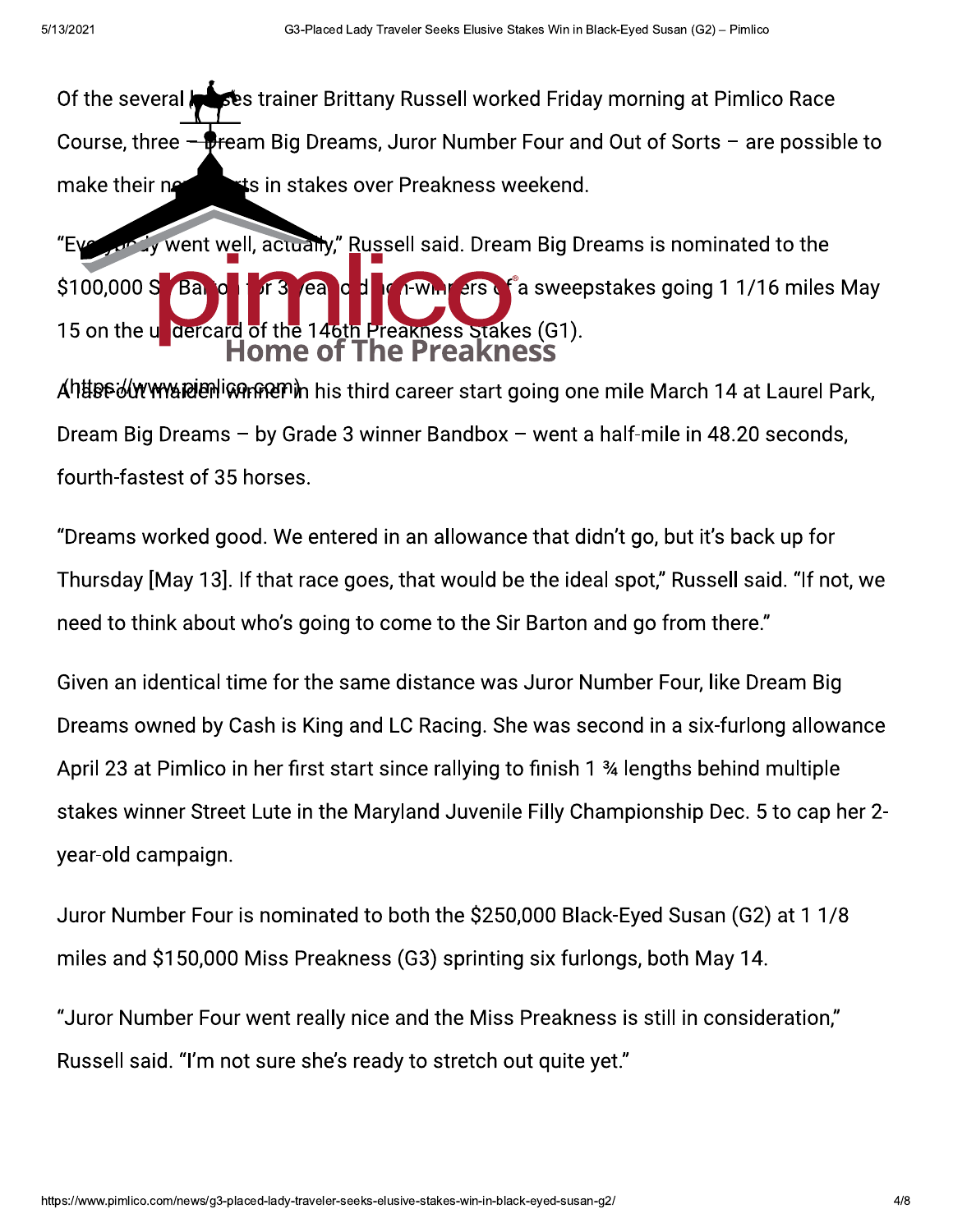Of the several horses trainer Brittany Russell worked Friday morning at Pimlico Race Course, three – Dream Big Dreams, Juror Number Four and Out of Sorts – are possible to make their next starts in stakes over Preakness weekend.

"Everybody went well, actually," Russell said. Dream Big Dreams is nominated to the $100,000 Sir Barton for 3-year-old non-winners of a sweepstakes going 1 1/16 miles May 15 on the undercard of the 146th Preakness Stakes (G1).

A last-out maiden winner in his third career start going one mile March 14 at Laurel Park, Dream Big Dreams – by Grade 3 winner Bandbox – went a half-mile in 48.20 seconds, fourth-fastest of 35 horses.

"Dreams worked good. We entered in an allowance that didn't go, but it's back up for Thursday [May 13]. If that race goes, that would be the ideal spot," Russell said. "If not, we need to think about who's going to come to the Sir Barton and go from there."

Given an identical time for the same distance was Juror Number Four, like Dream Big Dreams owned by Cash is King and LC Racing. She was second in a six-furlong allowance April 23 at Pimlico in her first start since rallying to finish 1 ¾ lengths behind multiple stakes winner Street Lute in the Maryland Juvenile Filly Championship Dec. 5 to cap her 2-year-old campaign.

Juror Number Four is nominated to both the $250,000 Black-Eyed Susan (G2) at 1 1/8 miles and $150,000 Miss Preakness (G3) sprinting six furlongs, both May 14.

"Juror Number Four went really nice and the Miss Preakness is still in consideration," Russell said. "I'm not sure she's ready to stretch out quite yet."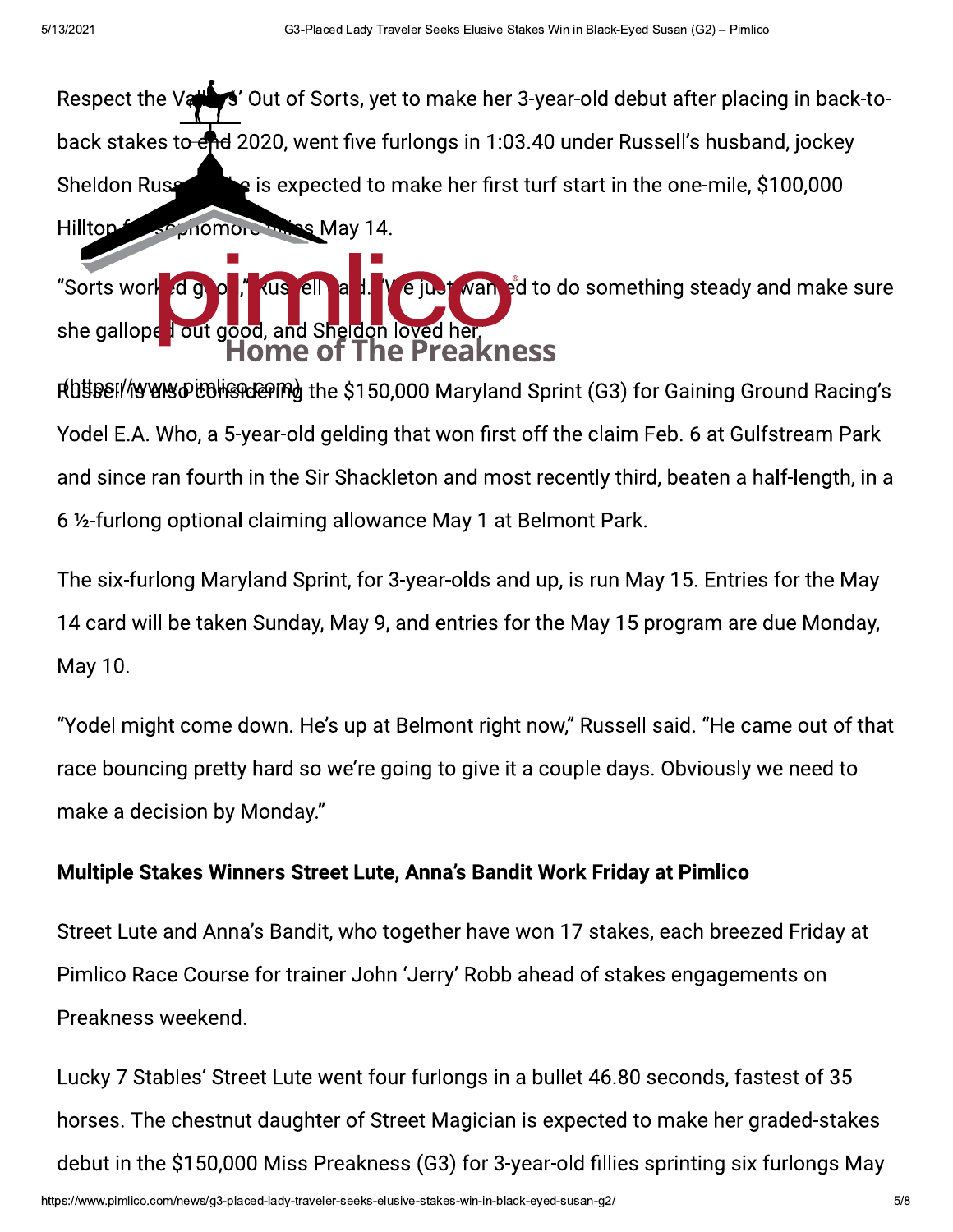Respect the Valley's' Out of Sorts, yet to make her 3-year-old debut after placing in back-to-back stakes to end 2020, went five furlongs in 1:03.40 under Russell's husband, jockey Sheldon Russell. She is expected to make her first turf start in the one-mile, $100,000 Hilltop for sophomore fillies May 14.

"Sorts worked good," Russell said. "We just wanted to do something steady and make sure she galloped out good, and Sheldon loved her."

Russell is also considering the $150,000 Maryland Sprint (G3) for Gaining Ground Racing's Yodel E.A. Who, a 5-year-old gelding that won first off the claim Feb. 6 at Gulfstream Park and since ran fourth in the Sir Shackleton and most recently third, beaten a half-length, in a 6 ½-furlong optional claiming allowance May 1 at Belmont Park.

The six-furlong Maryland Sprint, for 3-year-olds and up, is run May 15. Entries for the May 14 card will be taken Sunday, May 9, and entries for the May 15 program are due Monday, May 10.

"Yodel might come down. He's up at Belmont right now," Russell said. "He came out of that race bouncing pretty hard so we're going to give it a couple days. Obviously we need to make a decision by Monday."

**Multiple Stakes Winners Street Lute, Anna's Bandit Work Friday at Pimlico**

Street Lute and Anna's Bandit, who together have won 17 stakes, each breezed Friday at Pimlico Race Course for trainer John 'Jerry' Robb ahead of stakes engagements on Preakness weekend.

Lucky 7 Stables' Street Lute went four furlongs in a bullet 46.80 seconds, fastest of 35 horses. The chestnut daughter of Street Magician is expected to make her graded-stakes debut in the $150,000 Miss Preakness (G3) for 3-year-old fillies sprinting six furlongs May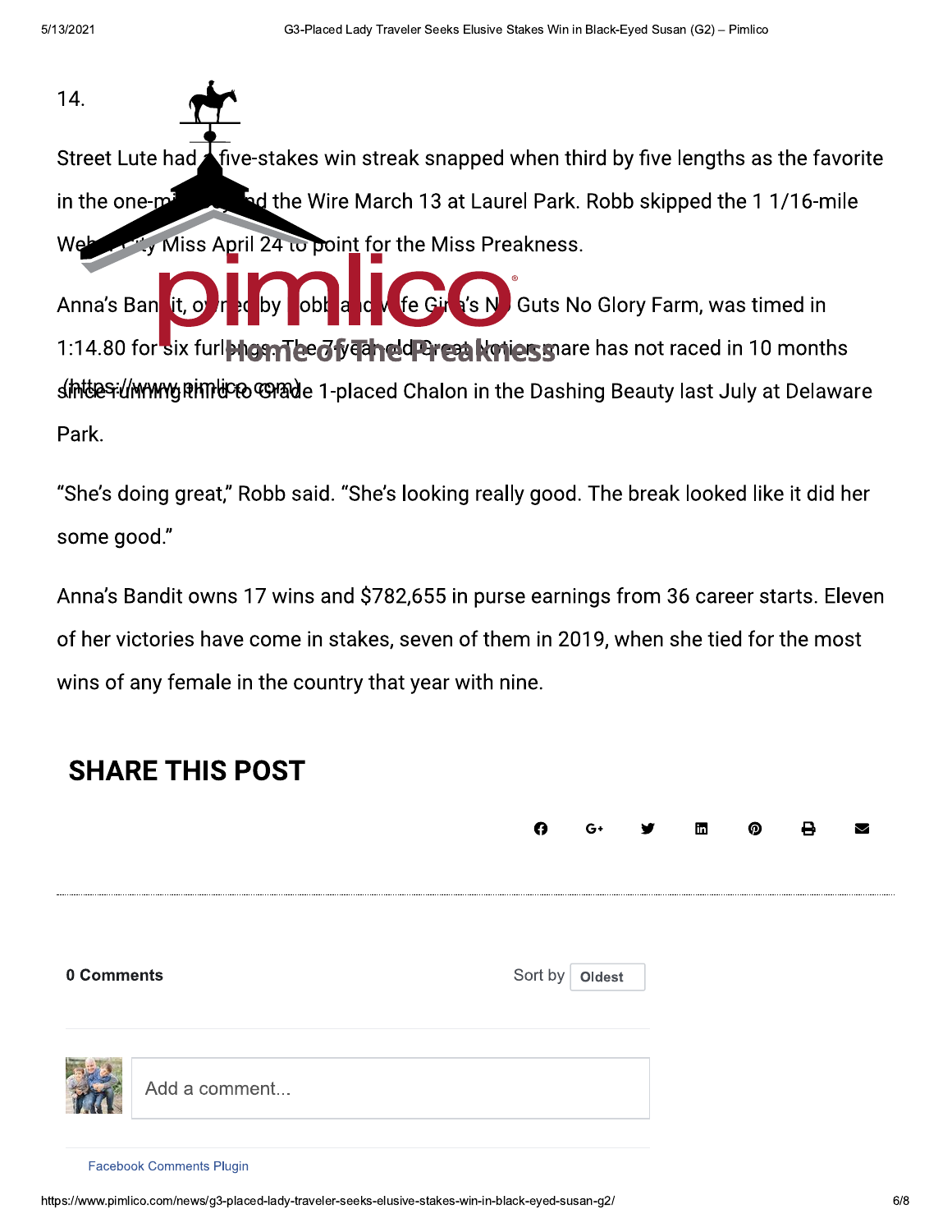14.

Street Lute had a five-stakes win streak snapped when third by five lengths as the favorite in the one-mile Beyond the Wire March 13 at Laurel Park. Robb skipped the 1 1/16-mile Weber City Miss April 24 to point for the Miss Preakness.

Anna's Bandit, owned by Robb and wife Gina's No Guts No Glory Farm, was timed in 1:14.80 for six furlongs. The 7-year-old Great Notion mare has not raced in 10 months since running third to Grade 1-placed Chalon in the Dashing Beauty last July at Delaware Park.

"She's doing great," Robb said. "She's looking really good. The break looked like it did her some good."

Anna's Bandit owns 17 wins and $782,655 in purse earnings from 36 career starts. Eleven of her victories have come in stakes, seven of them in 2019, when she tied for the most wins of any female in the country that year with nine.

## SHARE THIS POST

**0 Comments** Sort by **Oldest**

Add a comment...

Facebook Comments Plugin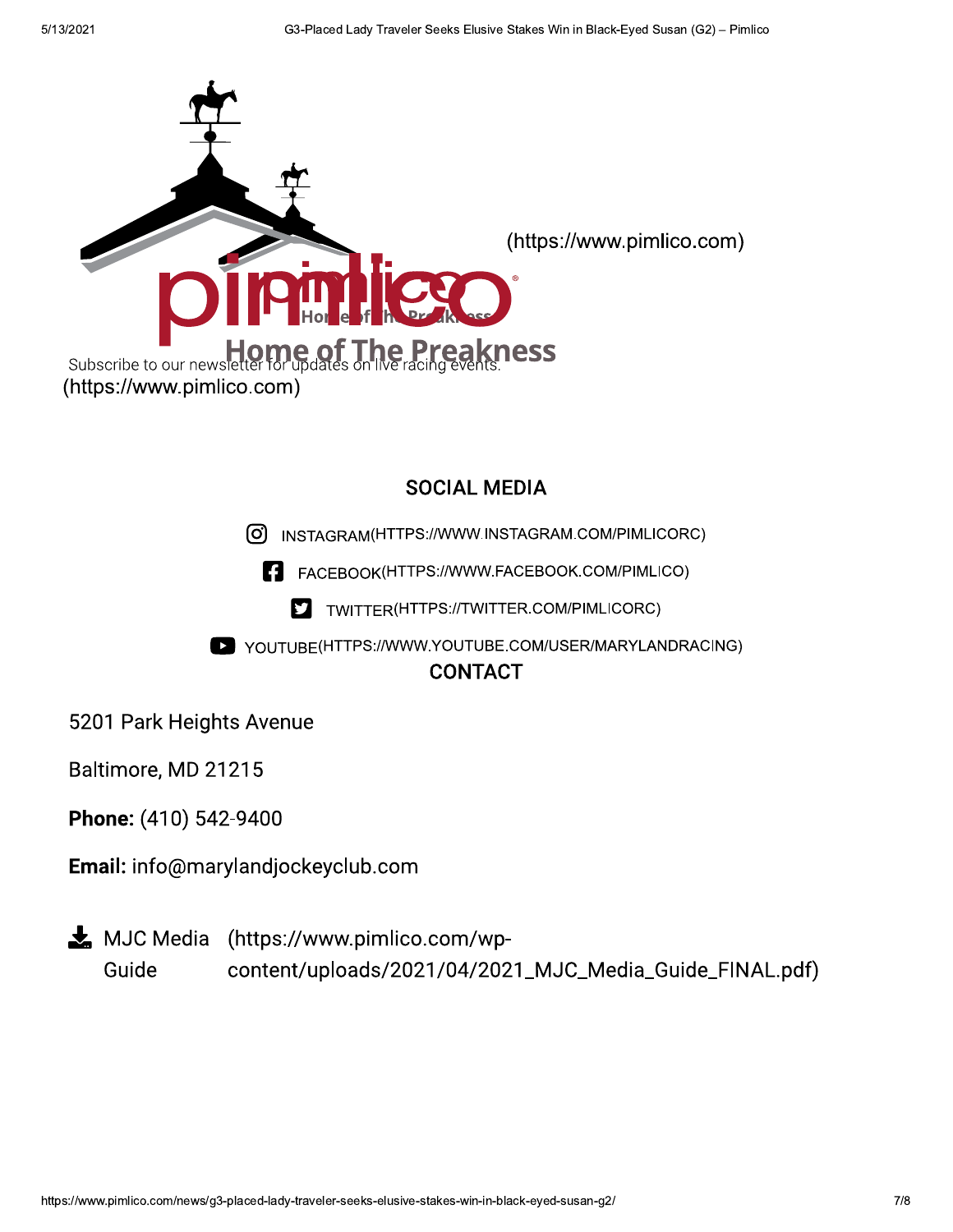(https://www.pimlico.com)

Home of The Preakness

Subscribe to our newsletter for updates on live racing events.
(https://www.pimlico.com)

## SOCIAL MEDIA

INSTAGRAM(HTTPS://WWW.INSTAGRAM.COM/PIMLICORC)

FACEBOOK(HTTPS://WWW.FACEBOOK.COM/PIMLICO)

TWITTER(HTTPS://TWITTER.COM/PIMLICORC)

YOUTUBE(HTTPS://WWW.YOUTUBE.COM/USER/MARYLANDRACING)

## CONTACT

5201 Park Heights Avenue

Baltimore, MD 21215

**Phone:** (410) 542-9400

**Email:** info@marylandjockeyclub.com

MJC Media Guide (https://www.pimlico.com/wp-content/uploads/2021/04/2021_MJC_Media_Guide_FINAL.pdf)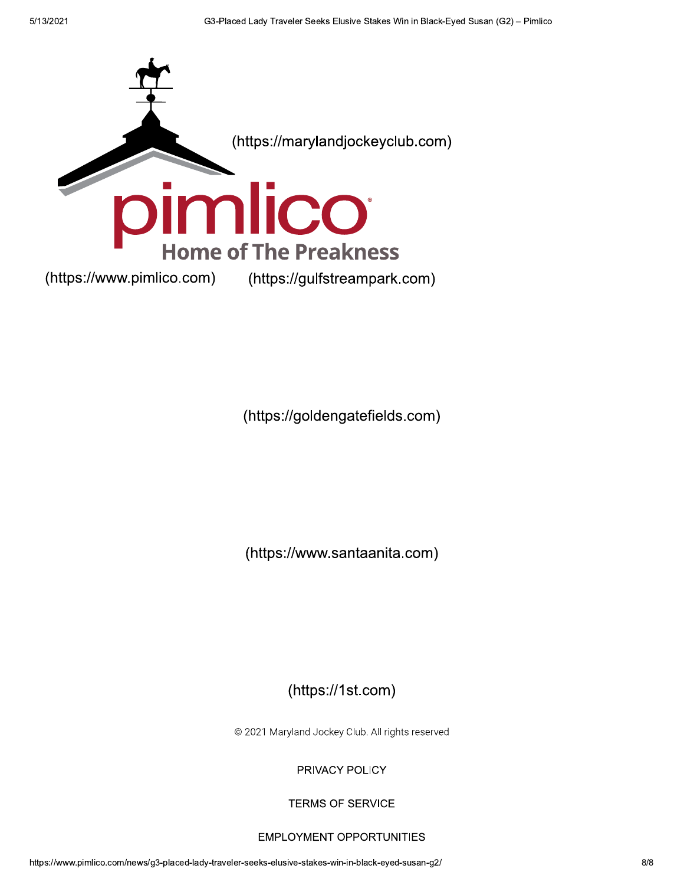(https://marylandjockeyclub.com)

pimlico

Home of The Preakness

(https://www.pimlico.com) (https://gulfstreampark.com)

(https://goldengatefields.com)

(https://www.santaanita.com)

(https://1st.com)

© 2021 Maryland Jockey Club. All rights reserved

PRIVACY POLICY

TERMS OF SERVICE

EMPLOYMENT OPPORTUNITIES